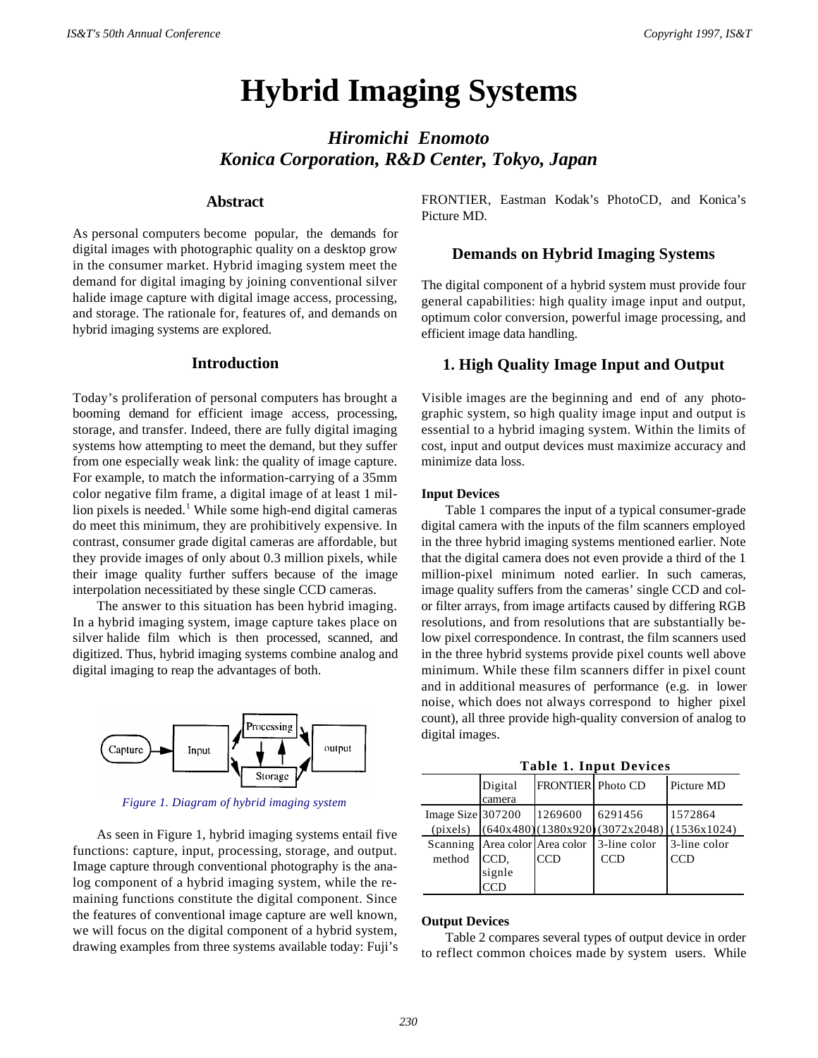# Hybrid Imaging Systems

***Hiromichi Enomoto***
***Konica Corporation, R&D Center, Tokyo, Japan***

## Abstract

As personal computers become popular, the demands for digital images with photographic quality on a desktop grow in the consumer market. Hybrid imaging system meet the demand for digital imaging by joining conventional silver halide image capture with digital image access, processing, and storage. The rationale for, features of, and demands on hybrid imaging systems are explored.

## Introduction

Today's proliferation of personal computers has brought a booming demand for efficient image access, processing, storage, and transfer. Indeed, there are fully digital imaging systems how attempting to meet the demand, but they suffer from one especially weak link: the quality of image capture. For example, to match the information-carrying of a 35mm color negative film frame, a digital image of at least 1 million pixels is needed.[1] While some high-end digital cameras do meet this minimum, they are prohibitively expensive. In contrast, consumer grade digital cameras are affordable, but they provide images of only about 0.3 million pixels, while their image quality further suffers because of the image interpolation necessitiated by these single CCD cameras.

The answer to this situation has been hybrid imaging. In a hybrid imaging system, image capture takes place on silver halide film which is then processed, scanned, and digitized. Thus, hybrid imaging systems combine analog and digital imaging to reap the advantages of both.

*Figure 1. Diagram of hybrid imaging system*

As seen in Figure 1, hybrid imaging systems entail five functions: capture, input, processing, storage, and output. Image capture through conventional photography is the analog component of a hybrid imaging system, while the remaining functions constitute the digital component. Since the features of conventional image capture are well known, we will focus on the digital component of a hybrid system, drawing examples from three systems available today: Fuji's FRONTIER, Eastman Kodak's PhotoCD, and Konica's Picture MD.

## Demands on Hybrid Imaging Systems

The digital component of a hybrid system must provide four general capabilities: high quality image input and output, optimum color conversion, powerful image processing, and efficient image data handling.

## 1. High Quality Image Input and Output

Visible images are the beginning and end of any photographic system, so high quality image input and output is essential to a hybrid imaging system. Within the limits of cost, input and output devices must maximize accuracy and minimize data loss.

### Input Devices

Table 1 compares the input of a typical consumer-grade digital camera with the inputs of the film scanners employed in the three hybrid imaging systems mentioned earlier. Note that the digital camera does not even provide a third of the 1 million-pixel minimum noted earlier. In such cameras, image quality suffers from the cameras' single CCD and color filter arrays, from image artifacts caused by differing RGB resolutions, and from resolutions that are substantially below pixel correspondence. In contrast, the film scanners used in the three hybrid systems provide pixel counts well above minimum. While these film scanners differ in pixel count and in additional measures of performance (e.g. in lower noise, which does not always correspond to higher pixel count), all three provide high-quality conversion of analog to digital images.

**Table 1. Input Devices**

| | Digital camera | FRONTIER | Photo CD | Picture MD |
|---|---|---|---|---|
| Image Size (pixels) | 307200 (640x480) | 1269600 (1380x920) | 6291456 (3072x2048) | 1572864 (1536x1024) |
| Scanning method | Area color CCD, signle CCD | Area color CCD | 3-line color CCD | 3-line color CCD |

### Output Devices

Table 2 compares several types of output device in order to reflect common choices made by system users. While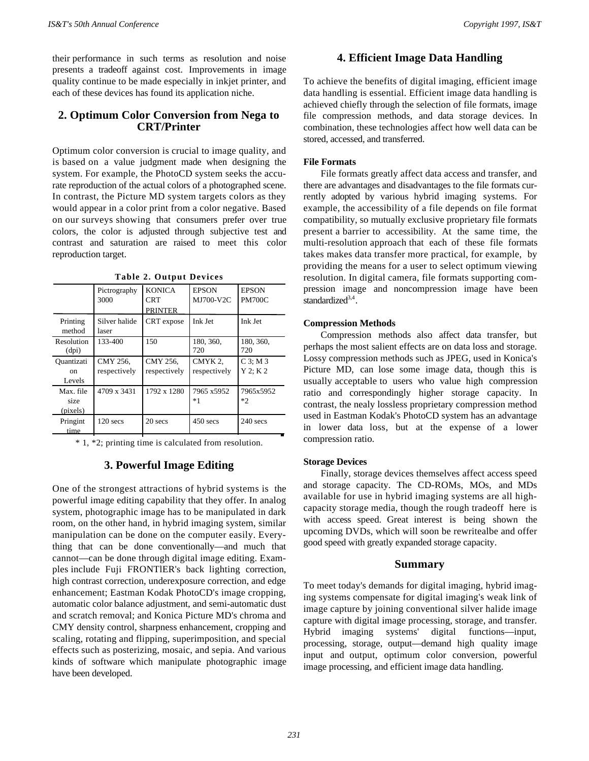their performance in such terms as resolution and noise presents a tradeoff against cost. Improvements in image quality continue to be made especially in inkjet printer, and each of these devices has found its application niche.

## 2. Optimum Color Conversion from Nega to CRT/Printer

Optimum color conversion is crucial to image quality, and is based on a value judgment made when designing the system. For example, the PhotoCD system seeks the accurate reproduction of the actual colors of a photographed scene. In contrast, the Picture MD system targets colors as they would appear in a color print from a color negative. Based on our surveys showing that consumers prefer over true colors, the color is adjusted through subjective test and contrast and saturation are raised to meet this color reproduction target.

**Table 2. Output Devices**

| | Pictrography 3000 | KONICA CRT PRINTER | EPSON MJ700-V2C | EPSON PM700C |
|---|---|---|---|---|
| Printing method | Silver halide laser | CRT expose | Ink Jet | Ink Jet |
| Resolution (dpi) | 133-400 | 150 | 180, 360, 720 | 180, 360, 720 |
| Quantization Levels | CMY 256, respectively | CMY 256, respectively | CMYK 2, respectively | C 3; M 3 Y 2; K 2 |
| Max. file size (pixels) | 4709 x 3431 | 1792 x 1280 | 7965 x5952 *1 | 7965x5952 *2 |
| Pringint time | 120 secs | 20 secs | 450 secs | 240 secs |

* 1, *2; printing time is calculated from resolution.

## 3. Powerful Image Editing

One of the strongest attractions of hybrid systems is the powerful image editing capability that they offer. In analog system, photographic image has to be manipulated in dark room, on the other hand, in hybrid imaging system, similar manipulation can be done on the computer easily. Everything that can be done conventionally—and much that cannot—can be done through digital image editing. Examples include Fuji FRONTIER's back lighting correction, high contrast correction, underexposure correction, and edge enhancement; Eastman Kodak PhotoCD's image cropping, automatic color balance adjustment, and semi-automatic dust and scratch removal; and Konica Picture MD's chroma and CMY density control, sharpness enhancement, cropping and scaling, rotating and flipping, superimposition, and special effects such as posterizing, mosaic, and sepia. And various kinds of software which manipulate photographic image have been developed.

## 4. Efficient Image Data Handling

To achieve the benefits of digital imaging, efficient image data handling is essential. Efficient image data handling is achieved chiefly through the selection of file formats, image file compression methods, and data storage devices. In combination, these technologies affect how well data can be stored, accessed, and transferred.

### File Formats

File formats greatly affect data access and transfer, and there are advantages and disadvantages to the file formats currently adopted by various hybrid imaging systems. For example, the accessibility of a file depends on file format compatibility, so mutually exclusive proprietary file formats present a barrier to accessibility. At the same time, the multi-resolution approach that each of these file formats takes makes data transfer more practical, for example, by providing the means for a user to select optimum viewing resolution. In digital camera, file formats supporting compression image and noncompression image have been standardized[3,4].

### Compression Methods

Compression methods also affect data transfer, but perhaps the most salient effects are on data loss and storage. Lossy compression methods such as JPEG, used in Konica's Picture MD, can lose some image data, though this is usually acceptable to users who value high compression ratio and correspondingly higher storage capacity. In contrast, the nealy lossless proprietary compression method used in Eastman Kodak's PhotoCD system has an advantage in lower data loss, but at the expense of a lower compression ratio.

### Storage Devices

Finally, storage devices themselves affect access speed and storage capacity. The CD-ROMs, MOs, and MDs available for use in hybrid imaging systems are all high-capacity storage media, though the rough tradeoff here is with access speed. Great interest is being shown the upcoming DVDs, which will soon be rewritealbe and offer good speed with greatly expanded storage capacity.

## Summary

To meet today's demands for digital imaging, hybrid imaging systems compensate for digital imaging's weak link of image capture by joining conventional silver halide image capture with digital image processing, storage, and transfer. Hybrid imaging systems' digital functions—input, processing, storage, output—demand high quality image input and output, optimum color conversion, powerful image processing, and efficient image data handling.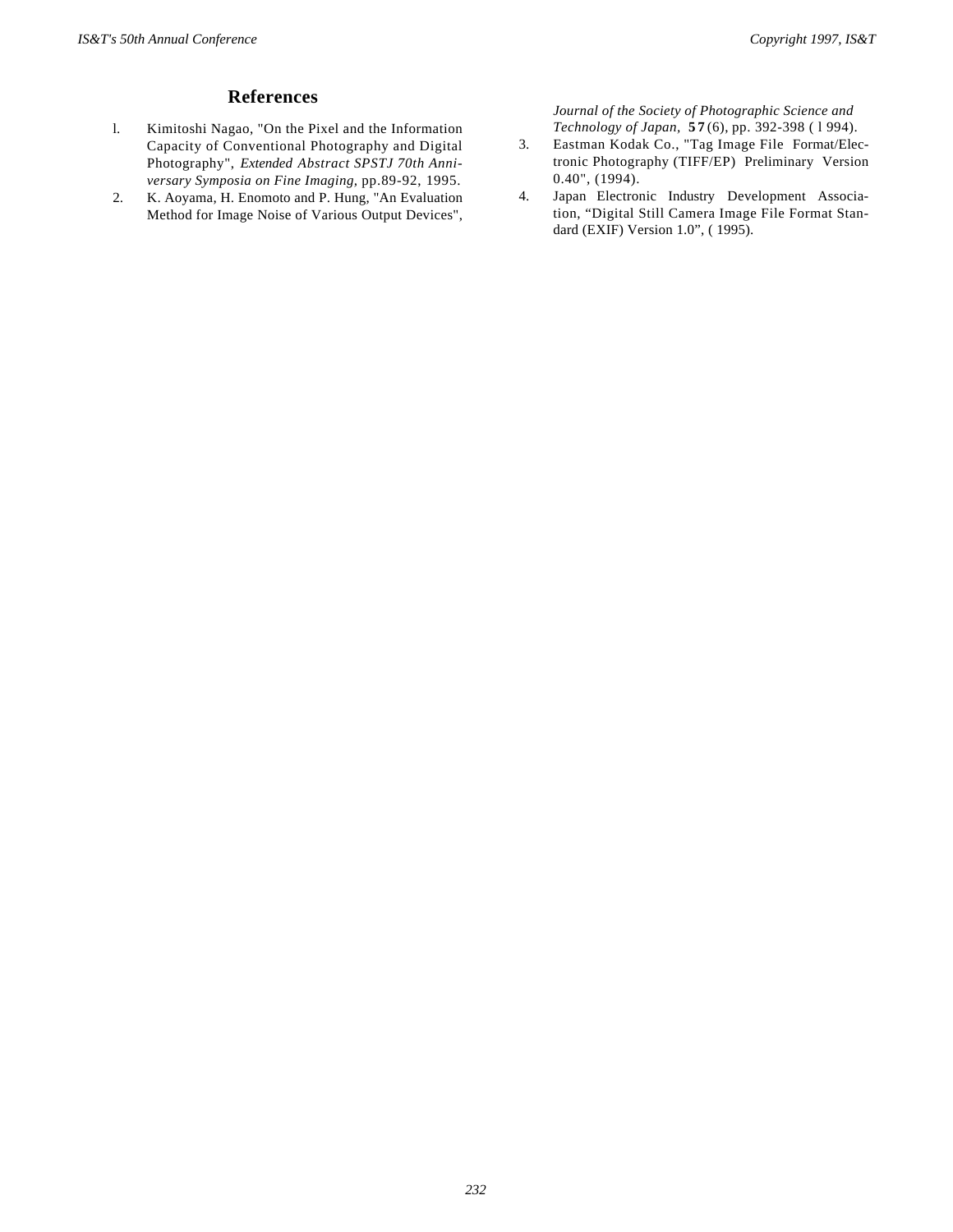## References

1. Kimitoshi Nagao, "On the Pixel and the Information Capacity of Conventional Photography and Digital Photography", *Extended Abstract SPSTJ 70th Anniversary Symposia on Fine Imaging*, pp.89-92, 1995.
2. K. Aoyama, H. Enomoto and P. Hung, "An Evaluation Method for Image Noise of Various Output Devices", *Journal of the Society of Photographic Science and Technology of Japan*, **57**(6), pp. 392-398 (1994).
3. Eastman Kodak Co., "Tag Image File Format/Electronic Photography (TIFF/EP) Preliminary Version 0.40", (1994).
4. Japan Electronic Industry Development Association, "Digital Still Camera Image File Format Standard (EXIF) Version 1.0", (1995).